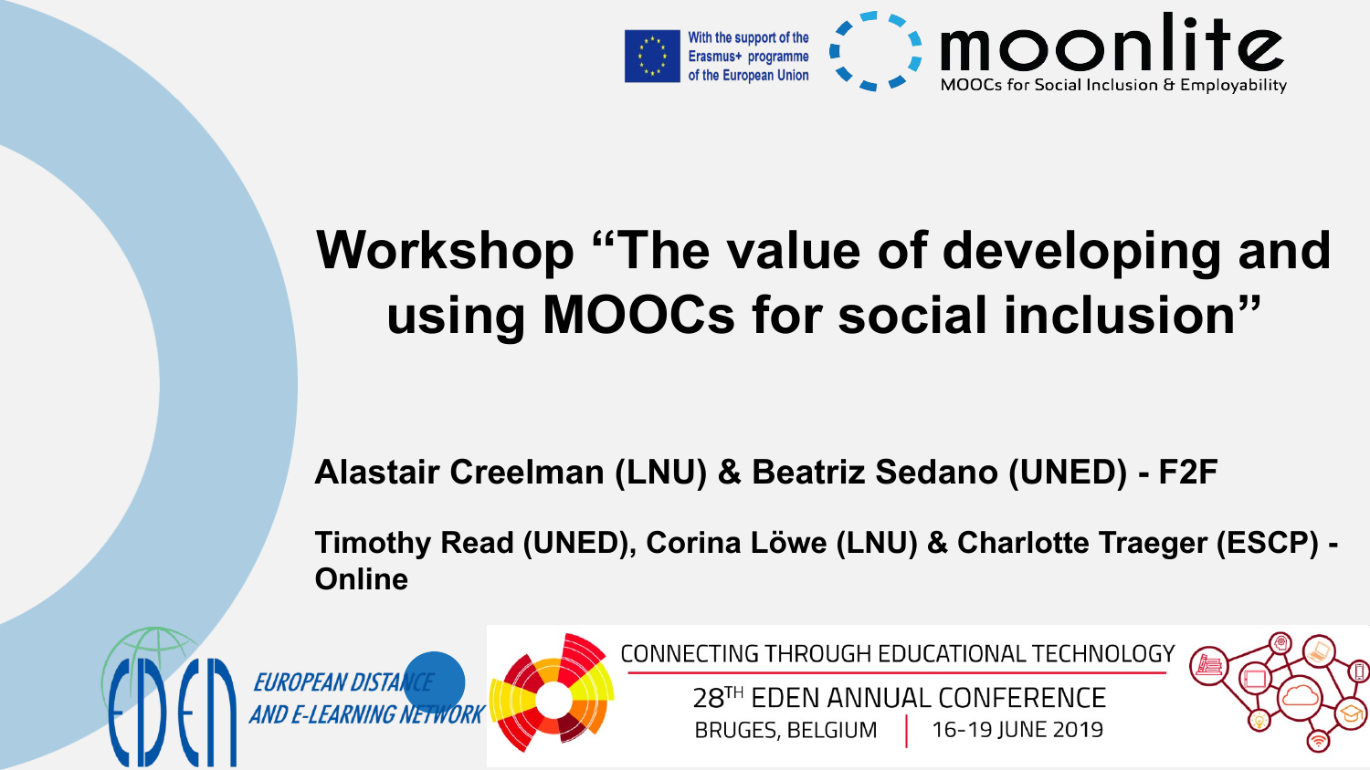With the support of the Erasmus+ programme of the European Union

moonlite
MOOCs for Social Inclusion & Employability

# Workshop "The value of developing and using MOOCs for social inclusion"

**Alastair Creelman (LNU) & Beatriz Sedano (UNED) - F2F**

**Timothy Read (UNED), Corina Löwe (LNU) & Charlotte Traeger (ESCP) - Online**

EDEN EUROPEAN DISTANCE AND E-LEARNING NETWORK

CONNECTING THROUGH EDUCATIONAL TECHNOLOGY

28TH EDEN ANNUAL CONFERENCE

BRUGES, BELGIUM | 16-19 JUNE 2019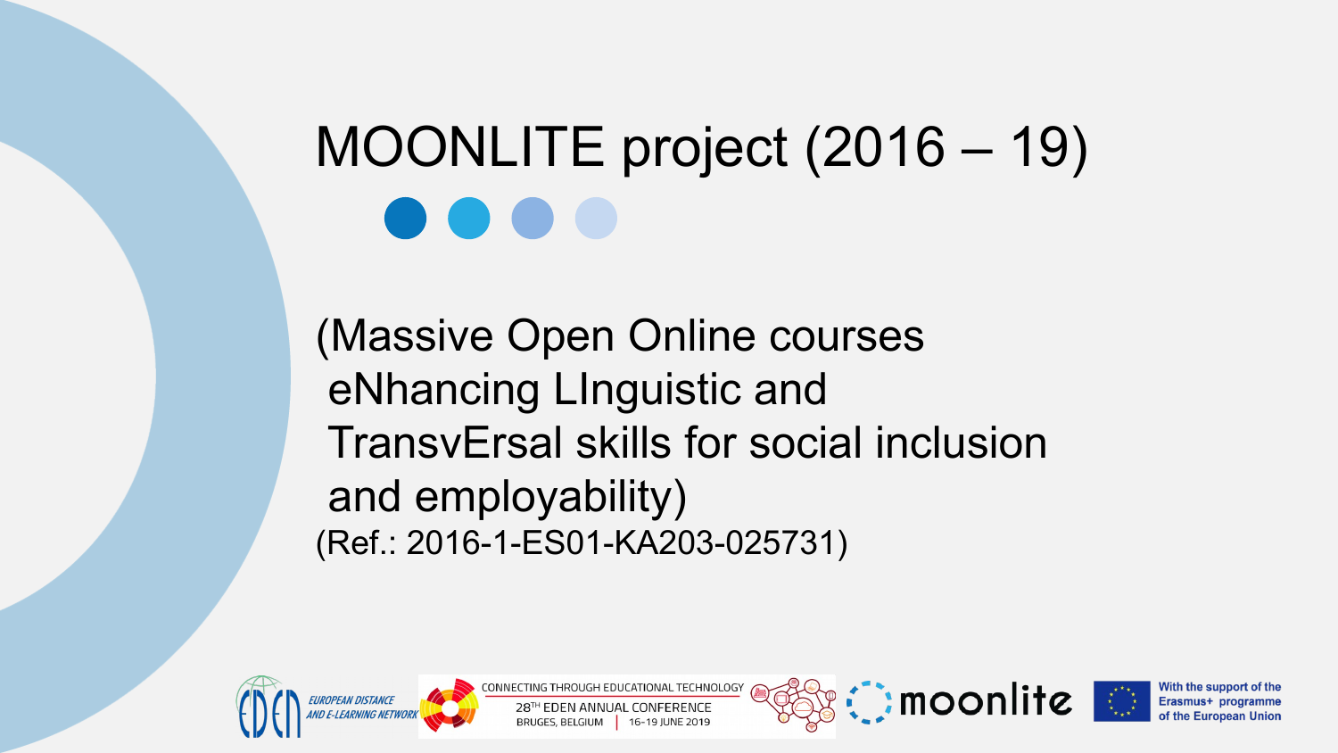# MOONLITE project (2016 – 19)

(Massive Open Online courses eNhancing LInguistic and TransvErsal skills for social inclusion and employability)

(Ref.: 2016-1-ES01-KA203-025731)

EUROPEAN DISTANCE AND E-LEARNING NETWORK

CONNECTING THROUGH EDUCATIONAL TECHNOLOGY
28TH EDEN ANNUAL CONFERENCE
BRUGES, BELGIUM | 16-19 JUNE 2019

moonlite

With the support of the Erasmus+ programme of the European Union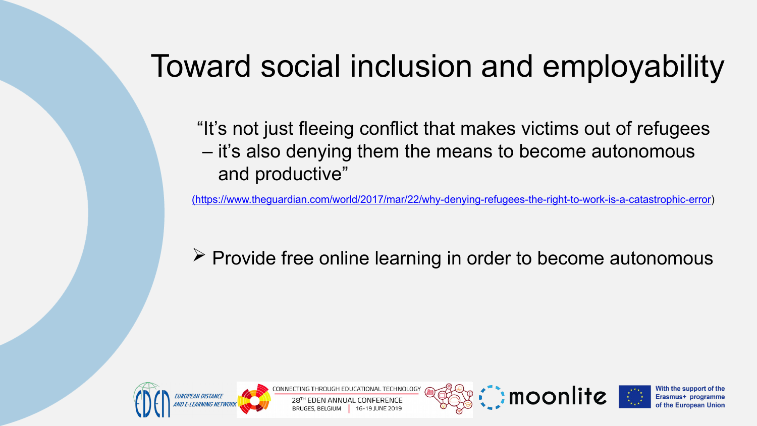# Toward social inclusion and employability

"It's not just fleeing conflict that makes victims out of refugees – it's also denying them the means to become autonomous and productive"

(https://www.theguardian.com/world/2017/mar/22/why-denying-refugees-the-right-to-work-is-a-catastrophic-error)

- Provide free online learning in order to become autonomous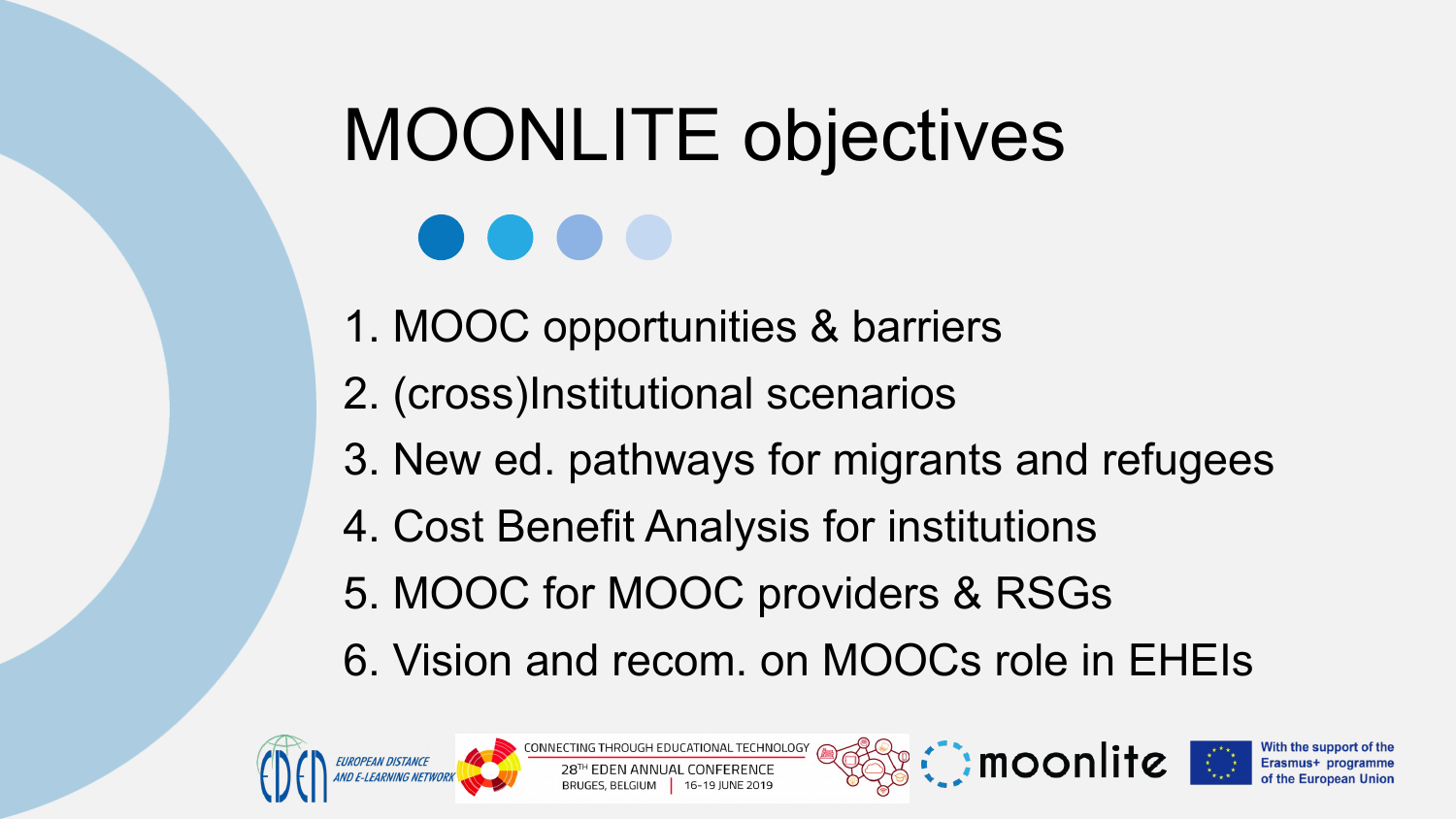# MOONLITE objectives

1. MOOC opportunities & barriers
2. (cross)Institutional scenarios
3. New ed. pathways for migrants and refugees
4. Cost Benefit Analysis for institutions
5. MOOC for MOOC providers & RSGs
6. Vision and recom. on MOOCs role in EHEIs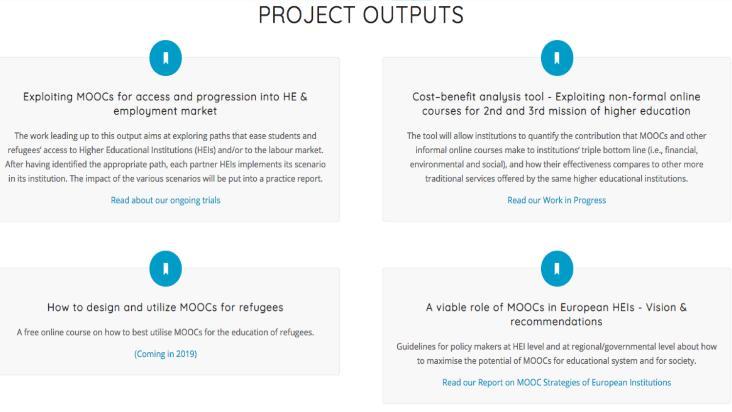# PROJECT OUTPUTS

## Exploiting MOOCs for access and progression into HE & employment market

The work leading up to this output aims at exploring paths that ease students and refugees' access to Higher Educational Institutions (HEIs) and/or to the labour market. After having identified the appropriate path, each partner HEIs implements its scenario in its institution. The impact of the various scenarios will be put into a practice report.

Read about our ongoing trials

## Cost-benefit analysis tool - Exploiting non-formal online courses for 2nd and 3rd mission of higher education

The tool will allow institutions to quantify the contribution that MOOCs and other informal online courses make to institutions' triple bottom line (i.e., financial, environmental and social), and how their effectiveness compares to other more traditional services offered by the same higher educational institutions.

Read our Work in Progress

## How to design and utilize MOOCs for refugees

A free online course on how to best utilise MOOCs for the education of refugees.

(Coming in 2019)

## A viable role of MOOCs in European HEIs - Vision & recommendations

Guidelines for policy makers at HEI level and at regional/governmental level about how to maximise the potential of MOOCs for educational system and for society.

Read our Report on MOOC Strategies of European Institutions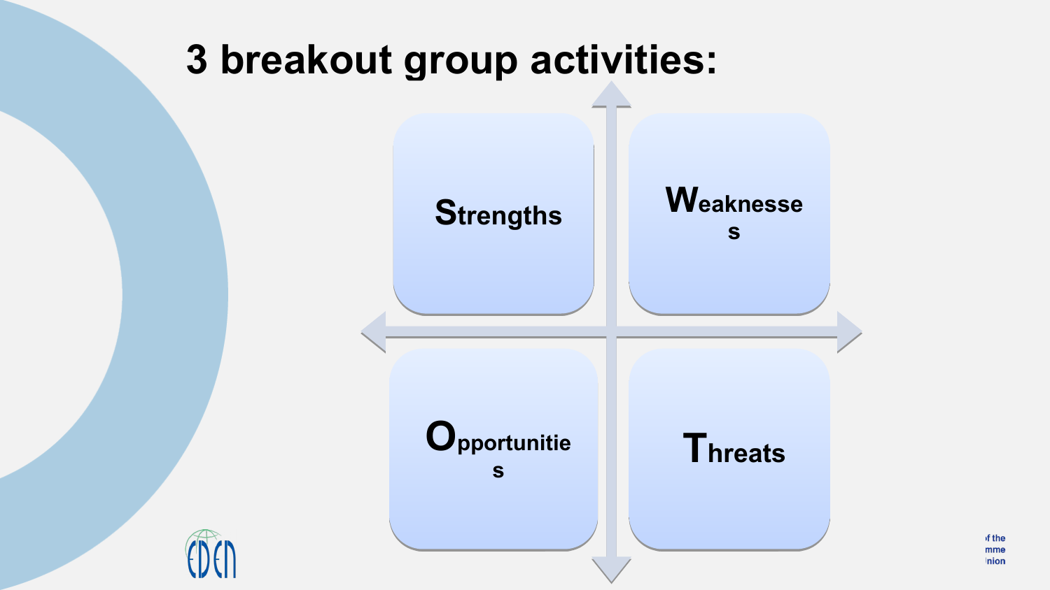# 3 breakout group activities:

- **Strengths**
- **Weaknesses**
- **Opportunities**
- **Threats**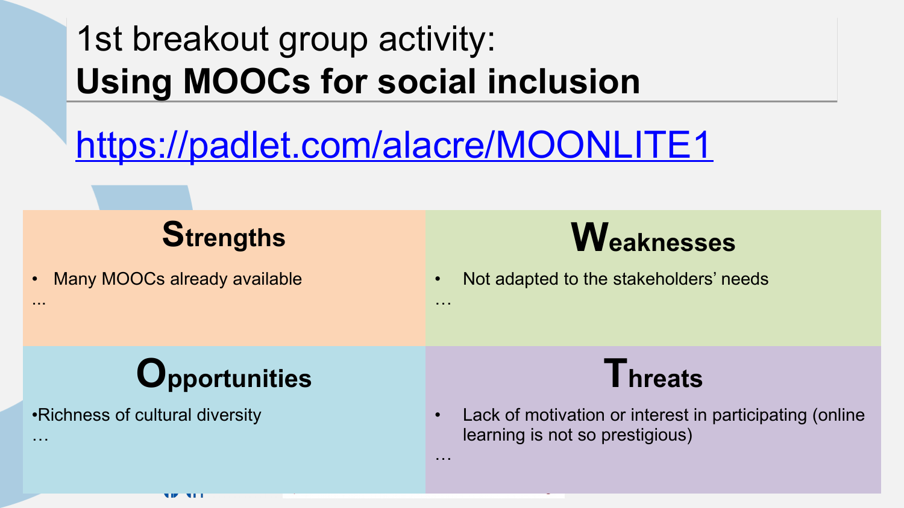# 1st breakout group activity: **Using MOOCs for social inclusion**

https://padlet.com/alacre/MOONLITE1

| Strengths | Weaknesses |
| --- | --- |
| • Many MOOCs already available<br>... | • Not adapted to the stakeholders' needs<br>… |
| **Opportunities** | **Threats** |
| •Richness of cultural diversity<br>… | • Lack of motivation or interest in participating (online learning is not so prestigious)<br>… |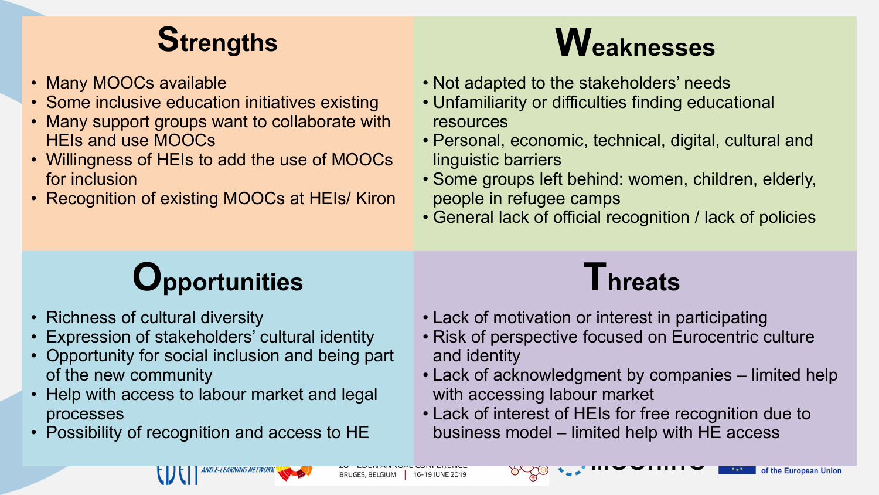## Strengths

- Many MOOCs available
- Some inclusive education initiatives existing
- Many support groups want to collaborate with HEIs and use MOOCs
- Willingness of HEIs to add the use of MOOCs for inclusion
- Recognition of existing MOOCs at HEIs/ Kiron

## Weaknesses

- Not adapted to the stakeholders' needs
- Unfamiliarity or difficulties finding educational resources
- Personal, economic, technical, digital, cultural and linguistic barriers
- Some groups left behind: women, children, elderly, people in refugee camps
- General lack of official recognition / lack of policies

## Opportunities

- Richness of cultural diversity
- Expression of stakeholders' cultural identity
- Opportunity for social inclusion and being part of the new community
- Help with access to labour market and legal processes
- Possibility of recognition and access to HE

## Threats

- Lack of motivation or interest in participating
- Risk of perspective focused on Eurocentric culture and identity
- Lack of acknowledgment by companies – limited help with accessing labour market
- Lack of interest of HEIs for free recognition due to business model – limited help with HE access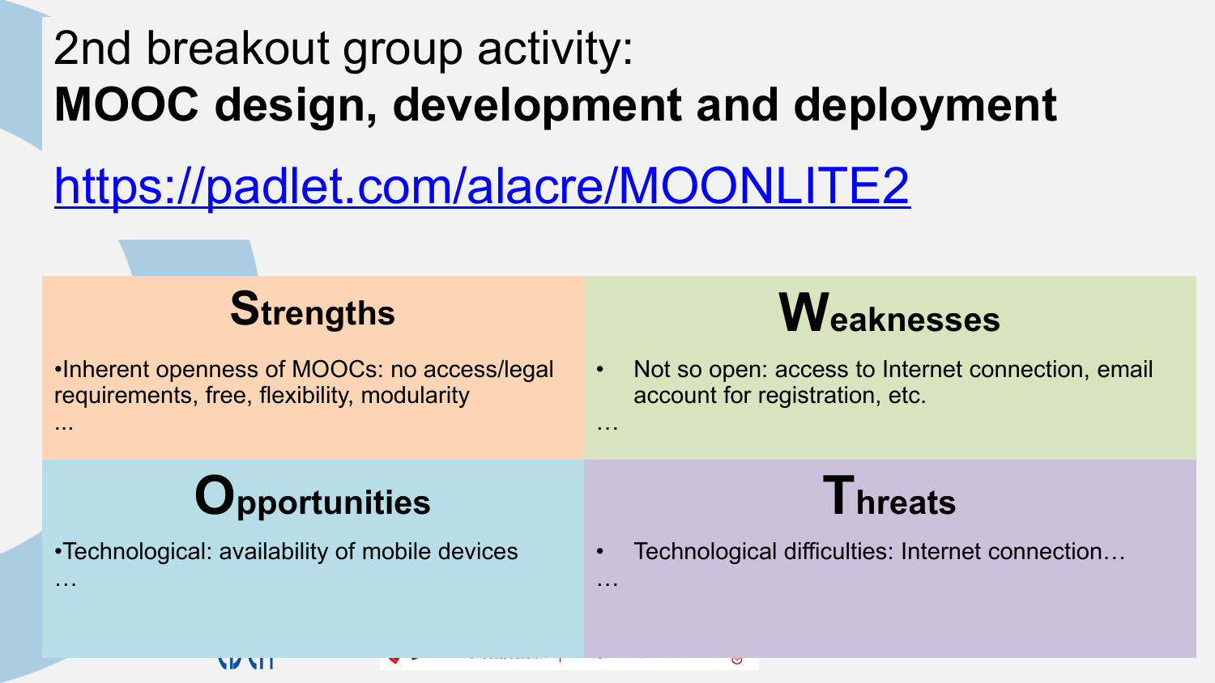# 2nd breakout group activity:
# **MOOC design, development and deployment**

https://padlet.com/alacre/MOONLITE2

## Strengths

- Inherent openness of MOOCs: no access/legal requirements, free, flexibility, modularity

...

## Weaknesses

- Not so open: access to Internet connection, email account for registration, etc.

…

## Opportunities

- Technological: availability of mobile devices

…

## Threats

- Technological difficulties: Internet connection…

…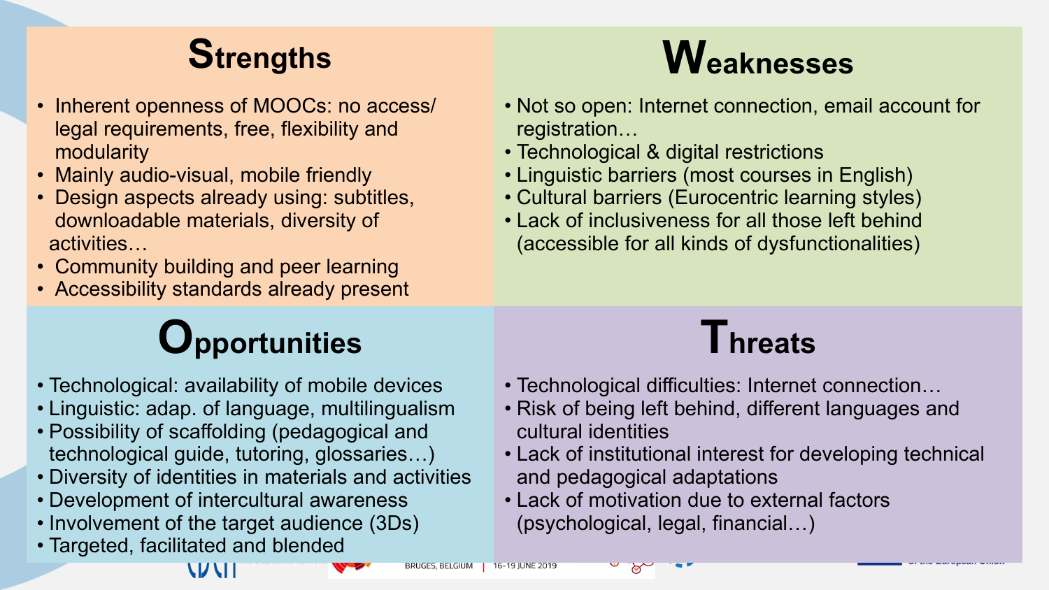## Strengths

- Inherent openness of MOOCs: no access/ legal requirements, free, flexibility and modularity
- Mainly audio-visual, mobile friendly
- Design aspects already using: subtitles, downloadable materials, diversity of activities…
- Community building and peer learning
- Accessibility standards already present

## Weaknesses

- Not so open: Internet connection, email account for registration…
- Technological & digital restrictions
- Linguistic barriers (most courses in English)
- Cultural barriers (Eurocentric learning styles)
- Lack of inclusiveness for all those left behind (accessible for all kinds of dysfunctionalities)

## Opportunities

- Technological: availability of mobile devices
- Linguistic: adap. of language, multilingualism
- Possibility of scaffolding (pedagogical and technological guide, tutoring, glossaries…)
- Diversity of identities in materials and activities
- Development of intercultural awareness
- Involvement of the target audience (3Ds)
- Targeted, facilitated and blended

## Threats

- Technological difficulties: Internet connection…
- Risk of being left behind, different languages and cultural identities
- Lack of institutional interest for developing technical and pedagogical adaptations
- Lack of motivation due to external factors (psychological, legal, financial…)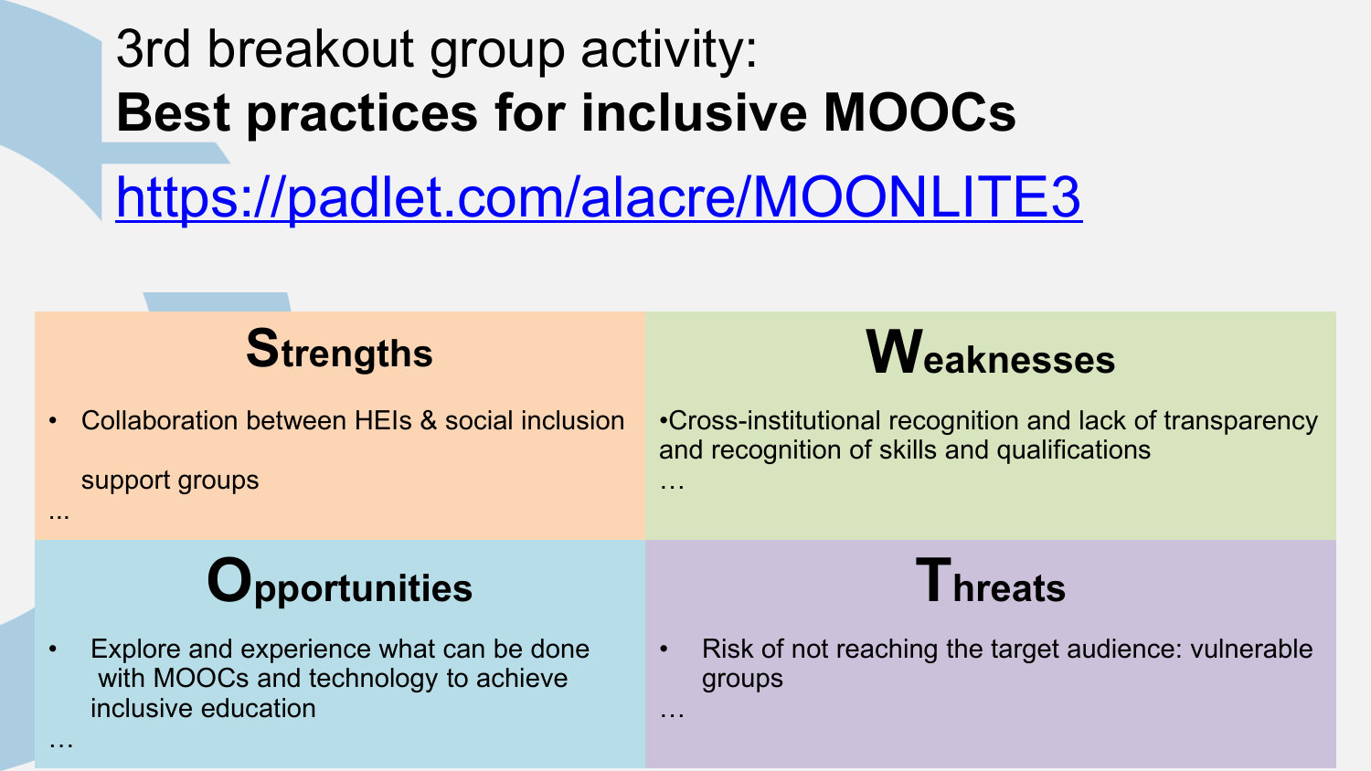# 3rd breakout group activity: **Best practices for inclusive MOOCs**

https://padlet.com/alacre/MOONLITE3

## Strengths

- Collaboration between HEIs & social inclusion support groups

...

## Weaknesses

- Cross-institutional recognition and lack of transparency and recognition of skills and qualifications

…

## Opportunities

- Explore and experience what can be done with MOOCs and technology to achieve inclusive education

…

## Threats

- Risk of not reaching the target audience: vulnerable groups

…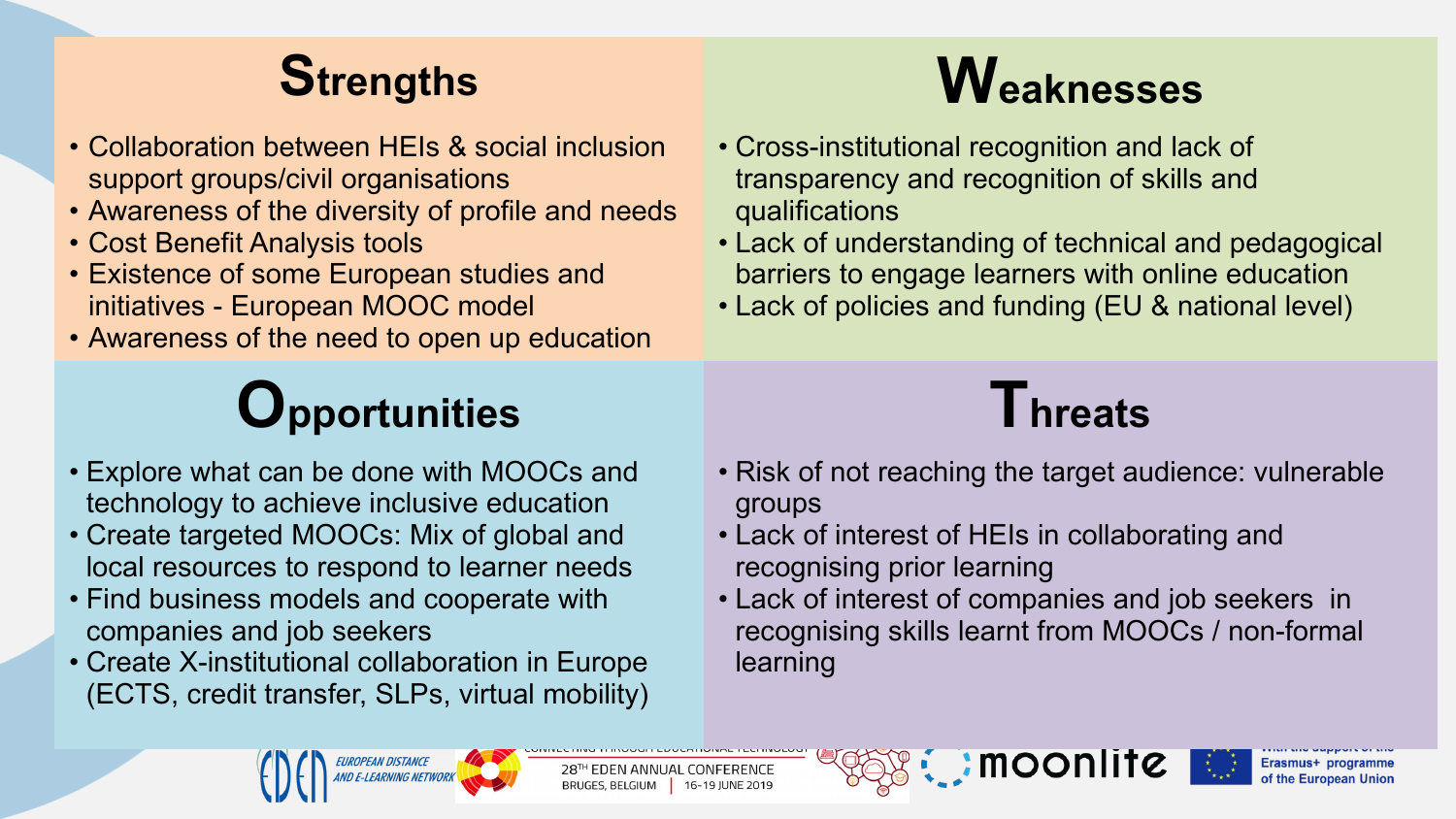## Strengths

- Collaboration between HEIs & social inclusion support groups/civil organisations
- Awareness of the diversity of profile and needs
- Cost Benefit Analysis tools
- Existence of some European studies and initiatives - European MOOC model
- Awareness of the need to open up education

## Weaknesses

- Cross-institutional recognition and lack of transparency and recognition of skills and qualifications
- Lack of understanding of technical and pedagogical barriers to engage learners with online education
- Lack of policies and funding (EU & national level)

## Opportunities

- Explore what can be done with MOOCs and technology to achieve inclusive education
- Create targeted MOOCs: Mix of global and local resources to respond to learner needs
- Find business models and cooperate with companies and job seekers
- Create X-institutional collaboration in Europe (ECTS, credit transfer, SLPs, virtual mobility)

## Threats

- Risk of not reaching the target audience: vulnerable groups
- Lack of interest of HEIs in collaborating and recognising prior learning
- Lack of interest of companies and job seekers in recognising skills learnt from MOOCs / non-formal learning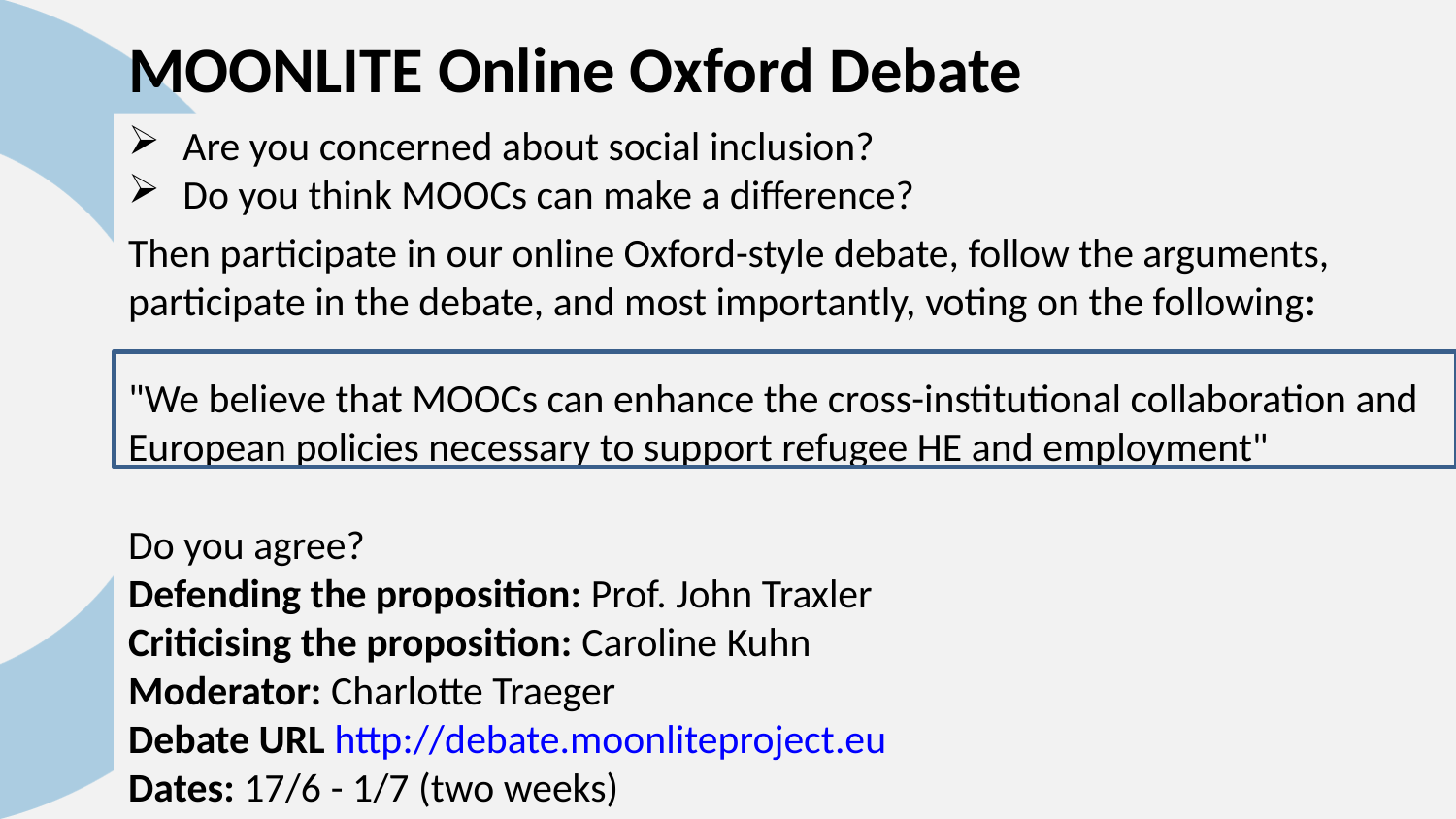# MOONLITE Online Oxford Debate

- Are you concerned about social inclusion?
- Do you think MOOCs can make a difference?

Then participate in our online Oxford-style debate, follow the arguments, participate in the debate, and most importantly, voting on the following:

> "We believe that MOOCs can enhance the cross-institutional collaboration and European policies necessary to support refugee HE and employment"

Do you agree?

**Defending the proposition:** Prof. John Traxler
**Criticising the proposition:** Caroline Kuhn
**Moderator:** Charlotte Traeger
**Debate URL** http://debate.moonliteproject.eu
**Dates:** 17/6 - 1/7 (two weeks)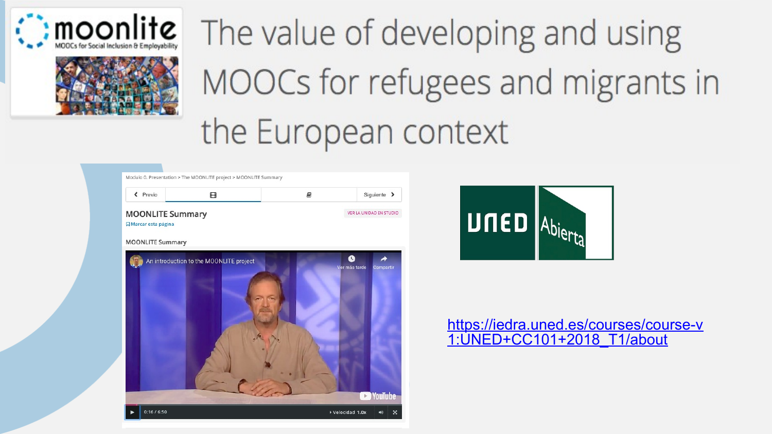# The value of developing and using MOOCs for refugees and migrants in the European context

https://iedra.uned.es/courses/course-v1:UNED+CC101+2018_T1/about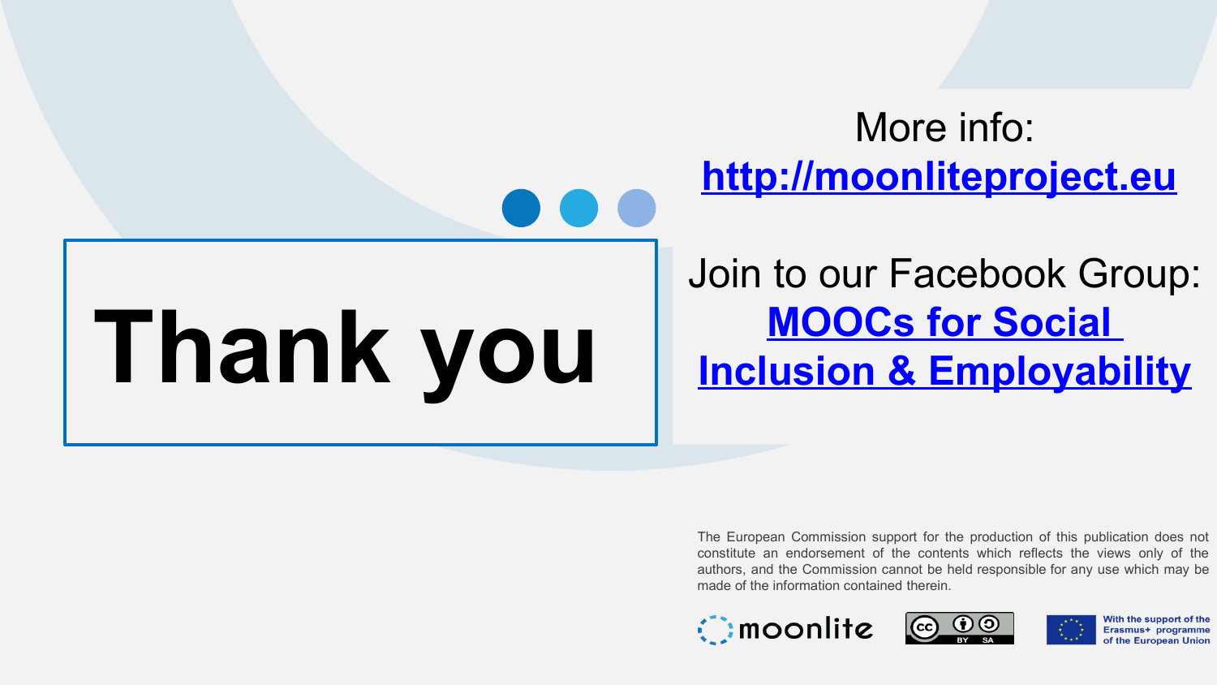# Thank you

More info:
**http://moonliteproject.eu**

Join to our Facebook Group:
**MOOCs for Social Inclusion & Employability**

The European Commission support for the production of this publication does not constitute an endorsement of the contents which reflects the views only of the authors, and the Commission cannot be held responsible for any use which may be made of the information contained therein.

moonlite

BY SA

With the support of the Erasmus+ programme of the European Union